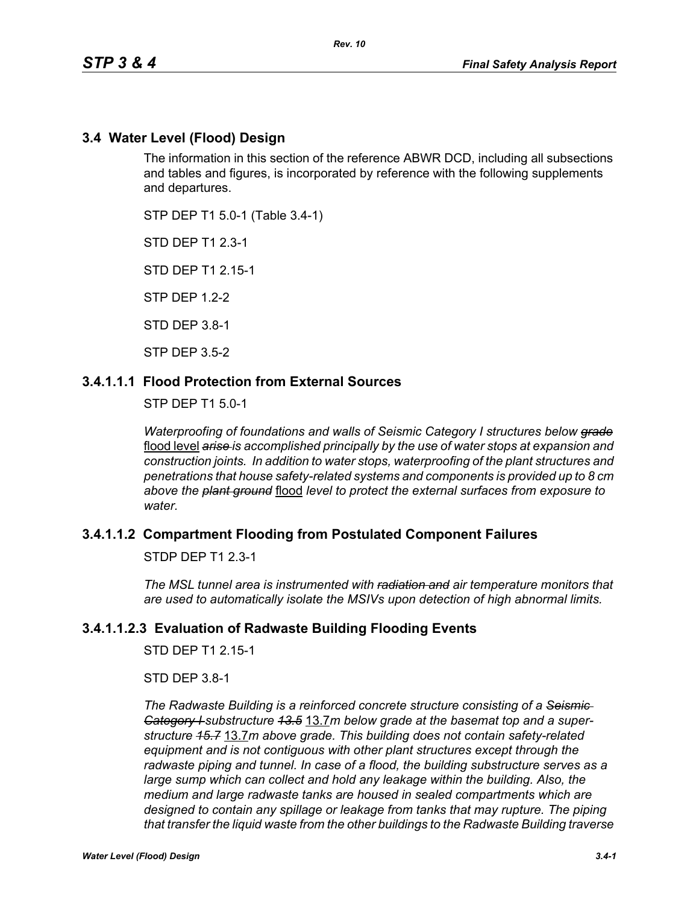## 3.4 Water Level (Flood) Design

The information in this section of the reference ABWR DCD, including all subsections and tables and figures, is incorporated by reference with the following supplements and departures.

STP DEP T1 5.0-1 (Table 3.4-1)

STD DEP T1 2.3-1

STD DEP T1 2.15-1

STP DEP 1.2-2

STD DEP 3.8-1

STP DEP 3.5-2

### 3.4.1.1.1 Flood Protection from External Sources

STP DEP T1 5.0-1

*Waterproofing of foundations and walls of Seismic Category I structures below ~~grade~~* flood level *~~arise~~ is accomplished principally by the use of water stops at expansion and construction joints. In addition to water stops, waterproofing of the plant structures and penetrations that house safety-related systems and components is provided up to 8 cm above the ~~plant ground~~* flood *level to protect the external surfaces from exposure to water.*

### 3.4.1.1.2 Compartment Flooding from Postulated Component Failures

STDP DEP T1 2.3-1

*The MSL tunnel area is instrumented with ~~radiation and~~ air temperature monitors that are used to automatically isolate the MSIVs upon detection of high abnormal limits.*

### 3.4.1.1.2.3 Evaluation of Radwaste Building Flooding Events

STD DEP T1 2.15-1

STD DEP 3.8-1

*The Radwaste Building is a reinforced concrete structure consisting of a ~~Seismic Category I~~ substructure ~~13.5~~* 13.7*m below grade at the basemat top and a superstructure ~~15.7~~* 13.7*m above grade. This building does not contain safety-related equipment and is not contiguous with other plant structures except through the radwaste piping and tunnel. In case of a flood, the building substructure serves as a large sump which can collect and hold any leakage within the building. Also, the medium and large radwaste tanks are housed in sealed compartments which are designed to contain any spillage or leakage from tanks that may rupture. The piping that transfer the liquid waste from the other buildings to the Radwaste Building traverse*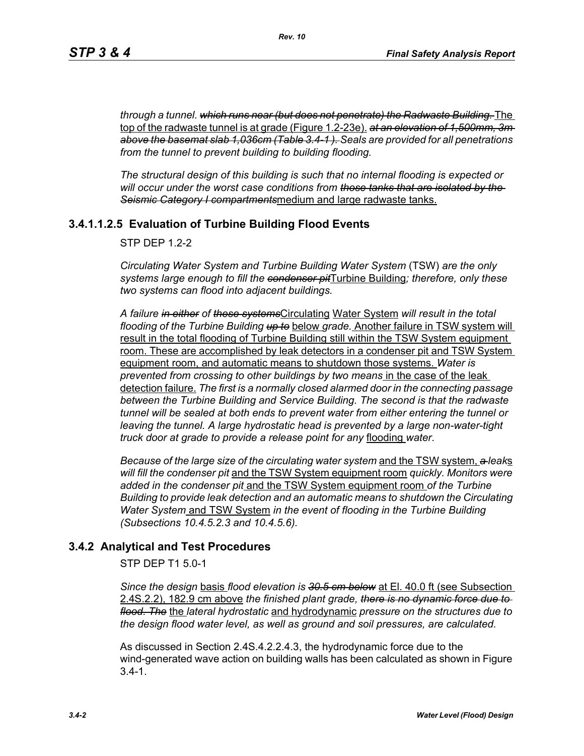*through a tunnel. ~~which runs near (but does not penetrate) the Radwaste Building.~~* <u>The top of the radwaste tunnel is at grade (Figure 1.2-23e).</u> *~~at an elevation of 1,500mm, 3m above the basemat slab 1,036cm (Table 3.4-1 ).~~ Seals are provided for all penetrations from the tunnel to prevent building to building flooding.*

*The structural design of this building is such that no internal flooding is expected or will occur under the worst case conditions from ~~those tanks that are isolated by the Seismic Category I compartments~~*<u>medium and large radwaste tanks.</u>

### 3.4.1.1.2.5 Evaluation of Turbine Building Flood Events

STP DEP 1.2-2

*Circulating Water System and Turbine Building Water System* (TSW) *are the only systems large enough to fill the ~~condenser pit~~*<u>Turbine Building</u>*; therefore, only these two systems can flood into adjacent buildings.*

*A failure ~~in either~~ of ~~those systems~~*<u>Circulating Water System</u> *will result in the total flooding of the Turbine Building ~~up to~~* <u>below</u> *grade.* <u>Another failure in TSW system will result in the total flooding of Turbine Building still within the TSW System equipment room. These are accomplished by leak detectors in a condenser pit and TSW System equipment room, and automatic means to shutdown those systems.</u> *Water is prevented from crossing to other buildings by two means* <u>in the case of the leak detection failure.</u> *The first is a normally closed alarmed door in the connecting passage between the Turbine Building and Service Building. The second is that the radwaste tunnel will be sealed at both ends to prevent water from either entering the tunnel or leaving the tunnel. A large hydrostatic head is prevented by a large non-water-tight truck door at grade to provide a release point for any* <u>flooding</u> *water*.

*Because of the large size of the circulating water system* <u>and the TSW system,</u> *~~a~~ leak*<u>s</u> *will fill the condenser pit* <u>and the TSW System equipment room</u> *quickly. Monitors were added in the condenser pit* <u>and the TSW System equipment room</u> *of the Turbine Building to provide leak detection and an automatic means to shutdown the Circulating Water System* <u>and TSW System</u> *in the event of flooding in the Turbine Building (Subsections 10.4.5.2.3 and 10.4.5.6).*

## 3.4.2 Analytical and Test Procedures

STP DEP T1 5.0-1

*Since the design* <u>basis</u> *flood elevation is ~~30.5 cm below~~* <u>at El. 40.0 ft (see Subsection 2.4S.2.2), 182.9 cm above</u> *the finished plant grade, ~~there is no dynamic force due to flood. The~~* <u>the</u> *lateral hydrostatic* <u>and hydrodynamic</u> *pressure on the structures due to the design flood water level, as well as ground and soil pressures, are calculated.*

As discussed in Section 2.4S.4.2.2.4.3, the hydrodynamic force due to the wind-generated wave action on building walls has been calculated as shown in Figure 3.4-1.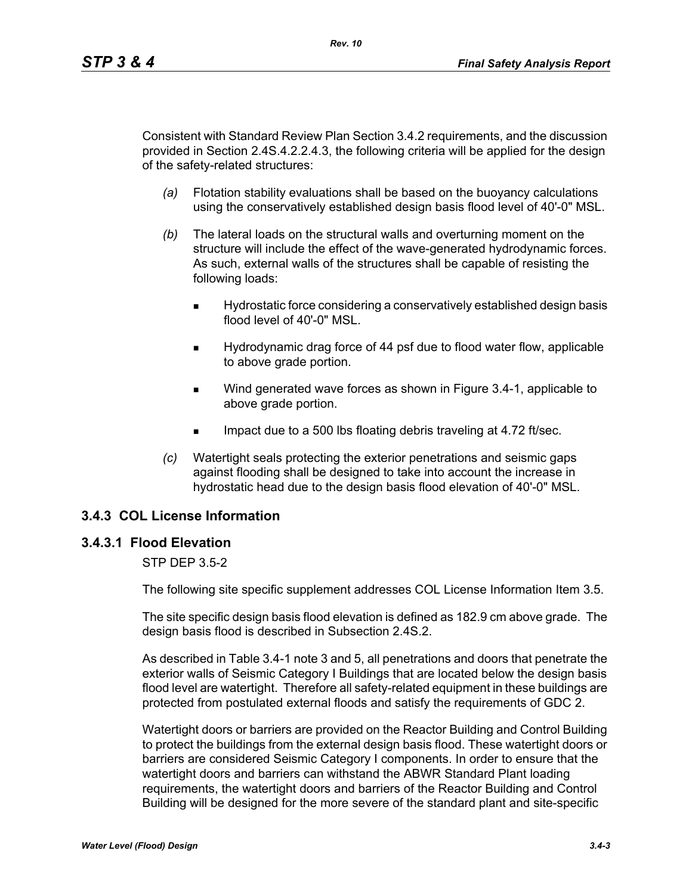Consistent with Standard Review Plan Section 3.4.2 requirements, and the discussion provided in Section 2.4S.4.2.2.4.3, the following criteria will be applied for the design of the safety-related structures:

*(a)* Flotation stability evaluations shall be based on the buoyancy calculations using the conservatively established design basis flood level of 40'-0" MSL.

*(b)* The lateral loads on the structural walls and overturning moment on the structure will include the effect of the wave-generated hydrodynamic forces. As such, external walls of the structures shall be capable of resisting the following loads:

- Hydrostatic force considering a conservatively established design basis flood level of 40'-0" MSL.
- Hydrodynamic drag force of 44 psf due to flood water flow, applicable to above grade portion.
- Wind generated wave forces as shown in Figure 3.4-1, applicable to above grade portion.
- Impact due to a 500 lbs floating debris traveling at 4.72 ft/sec.

*(c)* Watertight seals protecting the exterior penetrations and seismic gaps against flooding shall be designed to take into account the increase in hydrostatic head due to the design basis flood elevation of 40'-0" MSL.

## 3.4.3 COL License Information

### 3.4.3.1 Flood Elevation

STP DEP 3.5-2

The following site specific supplement addresses COL License Information Item 3.5.

The site specific design basis flood elevation is defined as 182.9 cm above grade. The design basis flood is described in Subsection 2.4S.2.

As described in Table 3.4-1 note 3 and 5, all penetrations and doors that penetrate the exterior walls of Seismic Category I Buildings that are located below the design basis flood level are watertight. Therefore all safety-related equipment in these buildings are protected from postulated external floods and satisfy the requirements of GDC 2.

Watertight doors or barriers are provided on the Reactor Building and Control Building to protect the buildings from the external design basis flood. These watertight doors or barriers are considered Seismic Category I components. In order to ensure that the watertight doors and barriers can withstand the ABWR Standard Plant loading requirements, the watertight doors and barriers of the Reactor Building and Control Building will be designed for the more severe of the standard plant and site-specific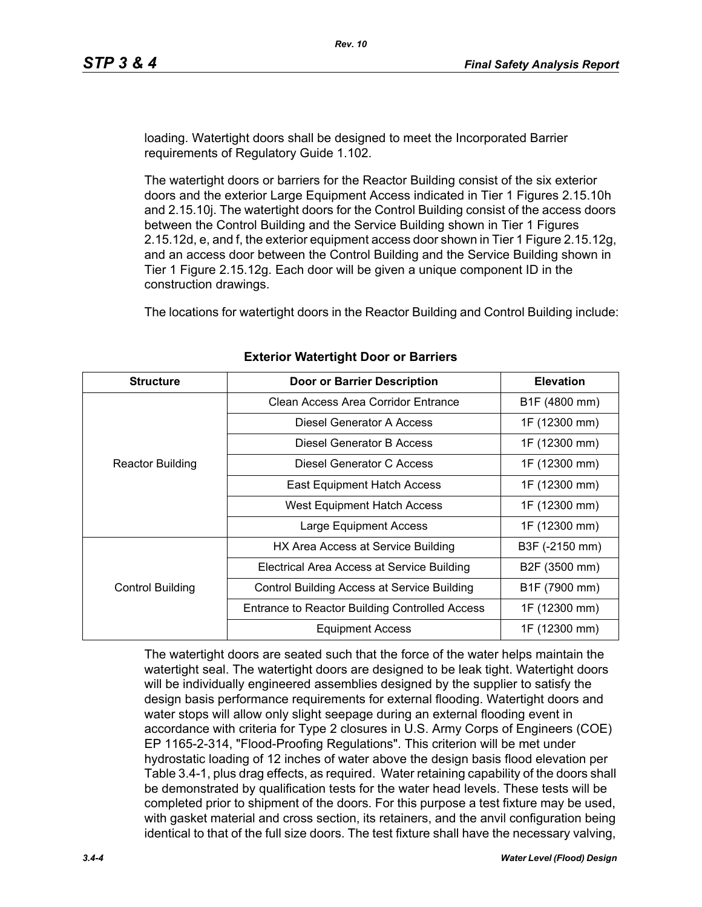loading. Watertight doors shall be designed to meet the Incorporated Barrier requirements of Regulatory Guide 1.102.

The watertight doors or barriers for the Reactor Building consist of the six exterior doors and the exterior Large Equipment Access indicated in Tier 1 Figures 2.15.10h and 2.15.10j. The watertight doors for the Control Building consist of the access doors between the Control Building and the Service Building shown in Tier 1 Figures 2.15.12d, e, and f, the exterior equipment access door shown in Tier 1 Figure 2.15.12g, and an access door between the Control Building and the Service Building shown in Tier 1 Figure 2.15.12g. Each door will be given a unique component ID in the construction drawings.

The locations for watertight doors in the Reactor Building and Control Building include:

**Exterior Watertight Door or Barriers**

| Structure | Door or Barrier Description | Elevation |
|---|---|---|
| Reactor Building | Clean Access Area Corridor Entrance | B1F (4800 mm) |
| | Diesel Generator A Access | 1F (12300 mm) |
| | Diesel Generator B Access | 1F (12300 mm) |
| | Diesel Generator C Access | 1F (12300 mm) |
| | East Equipment Hatch Access | 1F (12300 mm) |
| | West Equipment Hatch Access | 1F (12300 mm) |
| | Large Equipment Access | 1F (12300 mm) |
| Control Building | HX Area Access at Service Building | B3F (-2150 mm) |
| | Electrical Area Access at Service Building | B2F (3500 mm) |
| | Control Building Access at Service Building | B1F (7900 mm) |
| | Entrance to Reactor Building Controlled Access | 1F (12300 mm) |
| | Equipment Access | 1F (12300 mm) |

The watertight doors are seated such that the force of the water helps maintain the watertight seal. The watertight doors are designed to be leak tight. Watertight doors will be individually engineered assemblies designed by the supplier to satisfy the design basis performance requirements for external flooding. Watertight doors and water stops will allow only slight seepage during an external flooding event in accordance with criteria for Type 2 closures in U.S. Army Corps of Engineers (COE) EP 1165-2-314, "Flood-Proofing Regulations". This criterion will be met under hydrostatic loading of 12 inches of water above the design basis flood elevation per Table 3.4-1, plus drag effects, as required. Water retaining capability of the doors shall be demonstrated by qualification tests for the water head levels. These tests will be completed prior to shipment of the doors. For this purpose a test fixture may be used, with gasket material and cross section, its retainers, and the anvil configuration being identical to that of the full size doors. The test fixture shall have the necessary valving,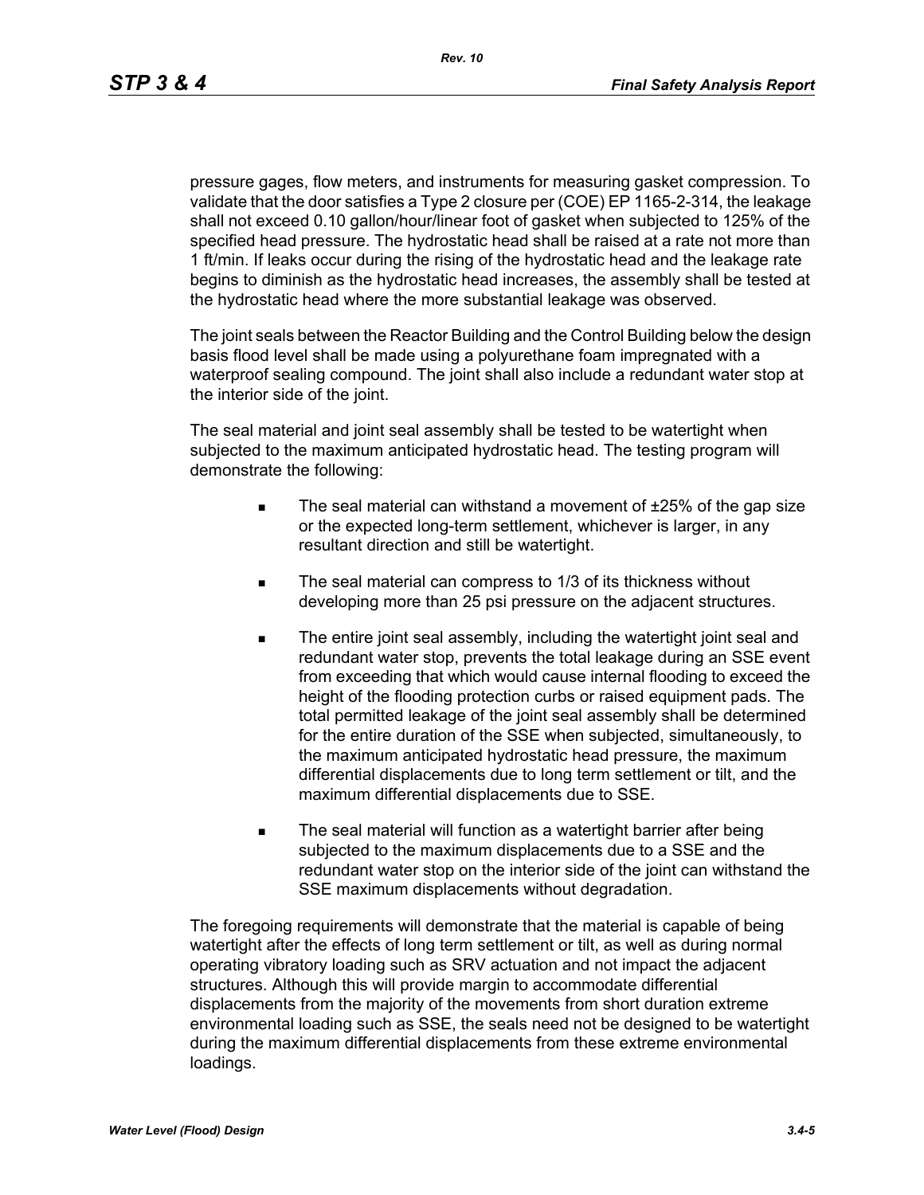pressure gages, flow meters, and instruments for measuring gasket compression. To validate that the door satisfies a Type 2 closure per (COE) EP 1165-2-314, the leakage shall not exceed 0.10 gallon/hour/linear foot of gasket when subjected to 125% of the specified head pressure. The hydrostatic head shall be raised at a rate not more than 1 ft/min. If leaks occur during the rising of the hydrostatic head and the leakage rate begins to diminish as the hydrostatic head increases, the assembly shall be tested at the hydrostatic head where the more substantial leakage was observed.

The joint seals between the Reactor Building and the Control Building below the design basis flood level shall be made using a polyurethane foam impregnated with a waterproof sealing compound. The joint shall also include a redundant water stop at the interior side of the joint.

The seal material and joint seal assembly shall be tested to be watertight when subjected to the maximum anticipated hydrostatic head. The testing program will demonstrate the following:

- The seal material can withstand a movement of ±25% of the gap size or the expected long-term settlement, whichever is larger, in any resultant direction and still be watertight.
- The seal material can compress to 1/3 of its thickness without developing more than 25 psi pressure on the adjacent structures.
- The entire joint seal assembly, including the watertight joint seal and redundant water stop, prevents the total leakage during an SSE event from exceeding that which would cause internal flooding to exceed the height of the flooding protection curbs or raised equipment pads. The total permitted leakage of the joint seal assembly shall be determined for the entire duration of the SSE when subjected, simultaneously, to the maximum anticipated hydrostatic head pressure, the maximum differential displacements due to long term settlement or tilt, and the maximum differential displacements due to SSE.
- The seal material will function as a watertight barrier after being subjected to the maximum displacements due to a SSE and the redundant water stop on the interior side of the joint can withstand the SSE maximum displacements without degradation.

The foregoing requirements will demonstrate that the material is capable of being watertight after the effects of long term settlement or tilt, as well as during normal operating vibratory loading such as SRV actuation and not impact the adjacent structures. Although this will provide margin to accommodate differential displacements from the majority of the movements from short duration extreme environmental loading such as SSE, the seals need not be designed to be watertight during the maximum differential displacements from these extreme environmental loadings.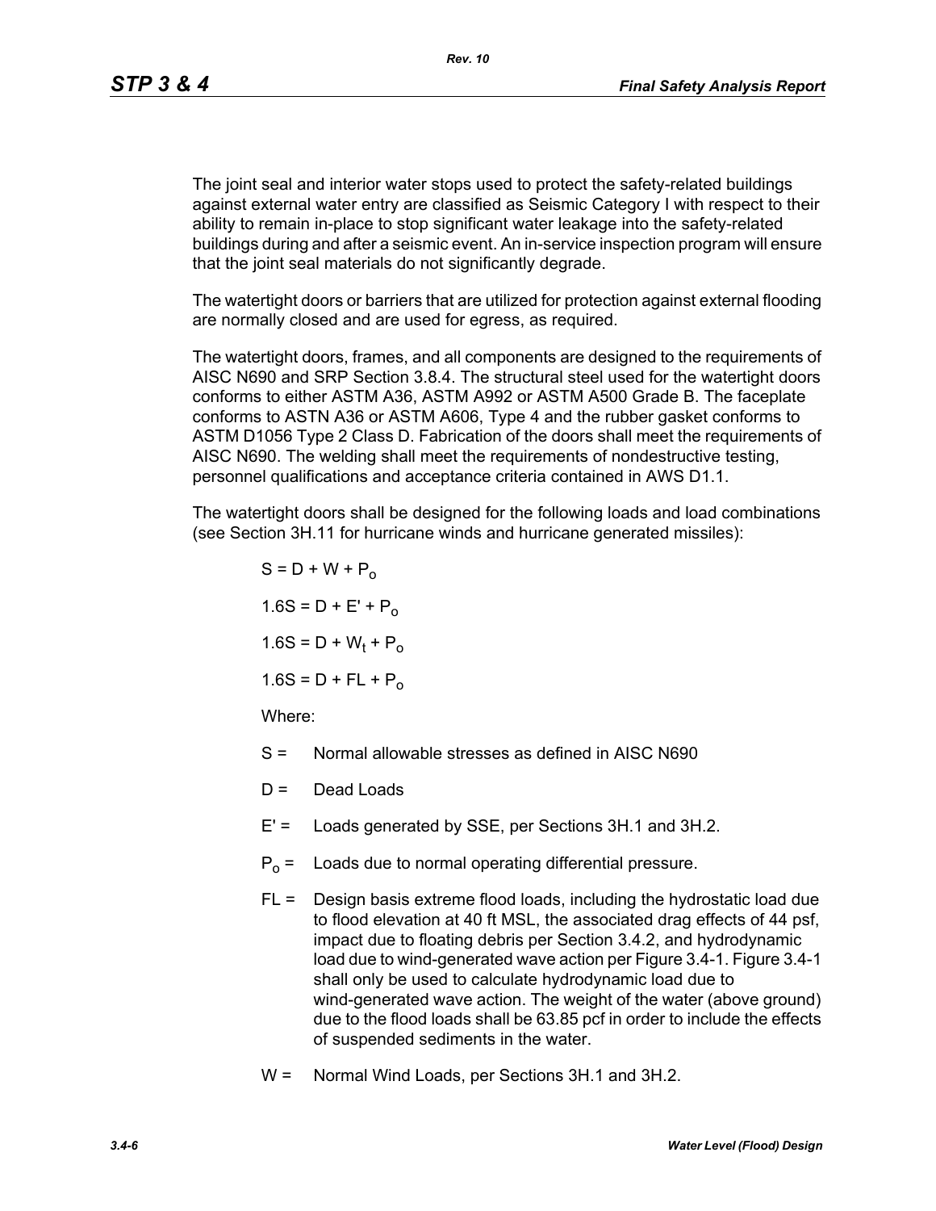The joint seal and interior water stops used to protect the safety-related buildings against external water entry are classified as Seismic Category I with respect to their ability to remain in-place to stop significant water leakage into the safety-related buildings during and after a seismic event. An in-service inspection program will ensure that the joint seal materials do not significantly degrade.

The watertight doors or barriers that are utilized for protection against external flooding are normally closed and are used for egress, as required.

The watertight doors, frames, and all components are designed to the requirements of AISC N690 and SRP Section 3.8.4. The structural steel used for the watertight doors conforms to either ASTM A36, ASTM A992 or ASTM A500 Grade B. The faceplate conforms to ASTN A36 or ASTM A606, Type 4 and the rubber gasket conforms to ASTM D1056 Type 2 Class D. Fabrication of the doors shall meet the requirements of AISC N690. The welding shall meet the requirements of nondestructive testing, personnel qualifications and acceptance criteria contained in AWS D1.1.

The watertight doors shall be designed for the following loads and load combinations (see Section 3H.11 for hurricane winds and hurricane generated missiles):

$$S = D + W + P_o$$

$$1.6S = D + E' + P_o$$

$$1.6S = D + W_t + P_o$$

$$1.6S = D + FL + P_o$$

Where:

- S = Normal allowable stresses as defined in AISC N690
- D = Dead Loads
- E' = Loads generated by SSE, per Sections 3H.1 and 3H.2.
- $P_o$ = Loads due to normal operating differential pressure.
- FL = Design basis extreme flood loads, including the hydrostatic load due to flood elevation at 40 ft MSL, the associated drag effects of 44 psf, impact due to floating debris per Section 3.4.2, and hydrodynamic load due to wind-generated wave action per Figure 3.4-1. Figure 3.4-1 shall only be used to calculate hydrodynamic load due to wind-generated wave action. The weight of the water (above ground) due to the flood loads shall be 63.85 pcf in order to include the effects of suspended sediments in the water.
- W = Normal Wind Loads, per Sections 3H.1 and 3H.2.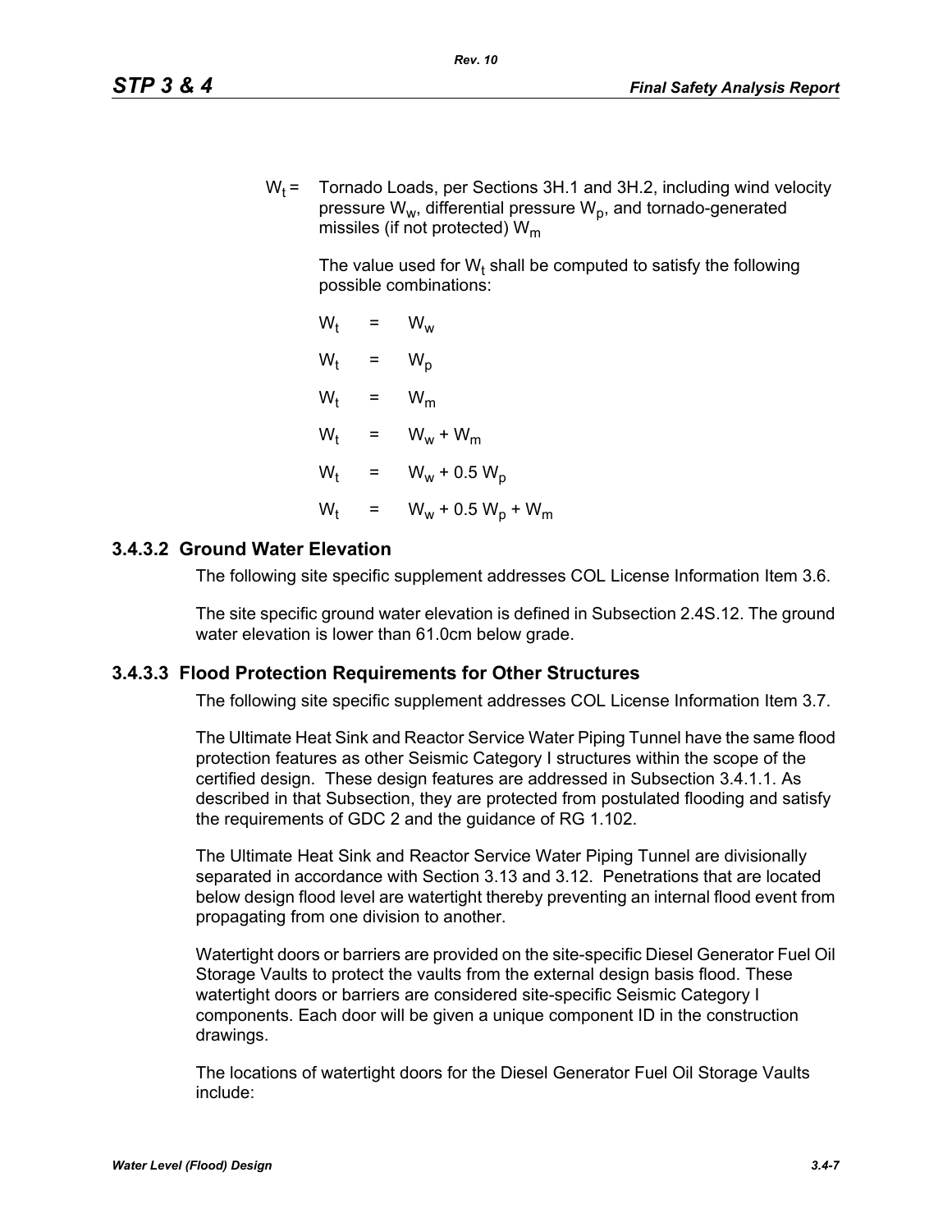$W_t$ = Tornado Loads, per Sections 3H.1 and 3H.2, including wind velocity pressure $W_w$, differential pressure $W_p$, and tornado-generated missiles (if not protected) $W_m$

The value used for $W_t$ shall be computed to satisfy the following possible combinations:

$$W_t = W_w$$

$$W_t = W_p$$

$$W_t = W_m$$

$$W_t = W_w + W_m$$

$$W_t = W_w + 0.5\ W_p$$

$$W_t = W_w + 0.5\ W_p + W_m$$

### 3.4.3.2 Ground Water Elevation

The following site specific supplement addresses COL License Information Item 3.6.

The site specific ground water elevation is defined in Subsection 2.4S.12. The ground water elevation is lower than 61.0cm below grade.

### 3.4.3.3 Flood Protection Requirements for Other Structures

The following site specific supplement addresses COL License Information Item 3.7.

The Ultimate Heat Sink and Reactor Service Water Piping Tunnel have the same flood protection features as other Seismic Category I structures within the scope of the certified design. These design features are addressed in Subsection 3.4.1.1. As described in that Subsection, they are protected from postulated flooding and satisfy the requirements of GDC 2 and the guidance of RG 1.102.

The Ultimate Heat Sink and Reactor Service Water Piping Tunnel are divisionally separated in accordance with Section 3.13 and 3.12. Penetrations that are located below design flood level are watertight thereby preventing an internal flood event from propagating from one division to another.

Watertight doors or barriers are provided on the site-specific Diesel Generator Fuel Oil Storage Vaults to protect the vaults from the external design basis flood. These watertight doors or barriers are considered site-specific Seismic Category I components. Each door will be given a unique component ID in the construction drawings.

The locations of watertight doors for the Diesel Generator Fuel Oil Storage Vaults include: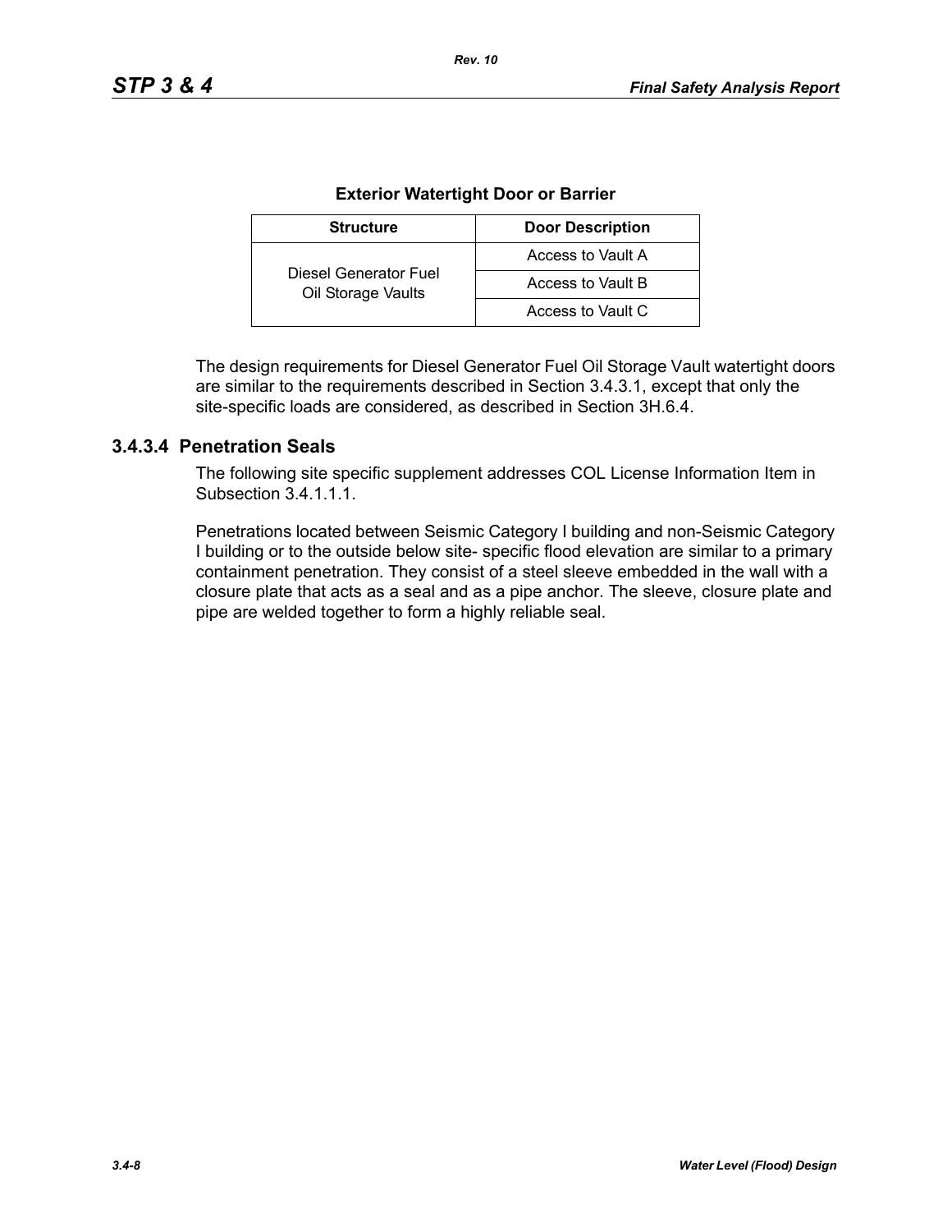**Exterior Watertight Door or Barrier**

| Structure | Door Description |
|---|---|
| Diesel Generator Fuel Oil Storage Vaults | Access to Vault A |
| | Access to Vault B |
| | Access to Vault C |

The design requirements for Diesel Generator Fuel Oil Storage Vault watertight doors are similar to the requirements described in Section 3.4.3.1, except that only the site-specific loads are considered, as described in Section 3H.6.4.

### 3.4.3.4 Penetration Seals

The following site specific supplement addresses COL License Information Item in Subsection 3.4.1.1.1.

Penetrations located between Seismic Category I building and non-Seismic Category I building or to the outside below site- specific flood elevation are similar to a primary containment penetration. They consist of a steel sleeve embedded in the wall with a closure plate that acts as a seal and as a pipe anchor. The sleeve, closure plate and pipe are welded together to form a highly reliable seal.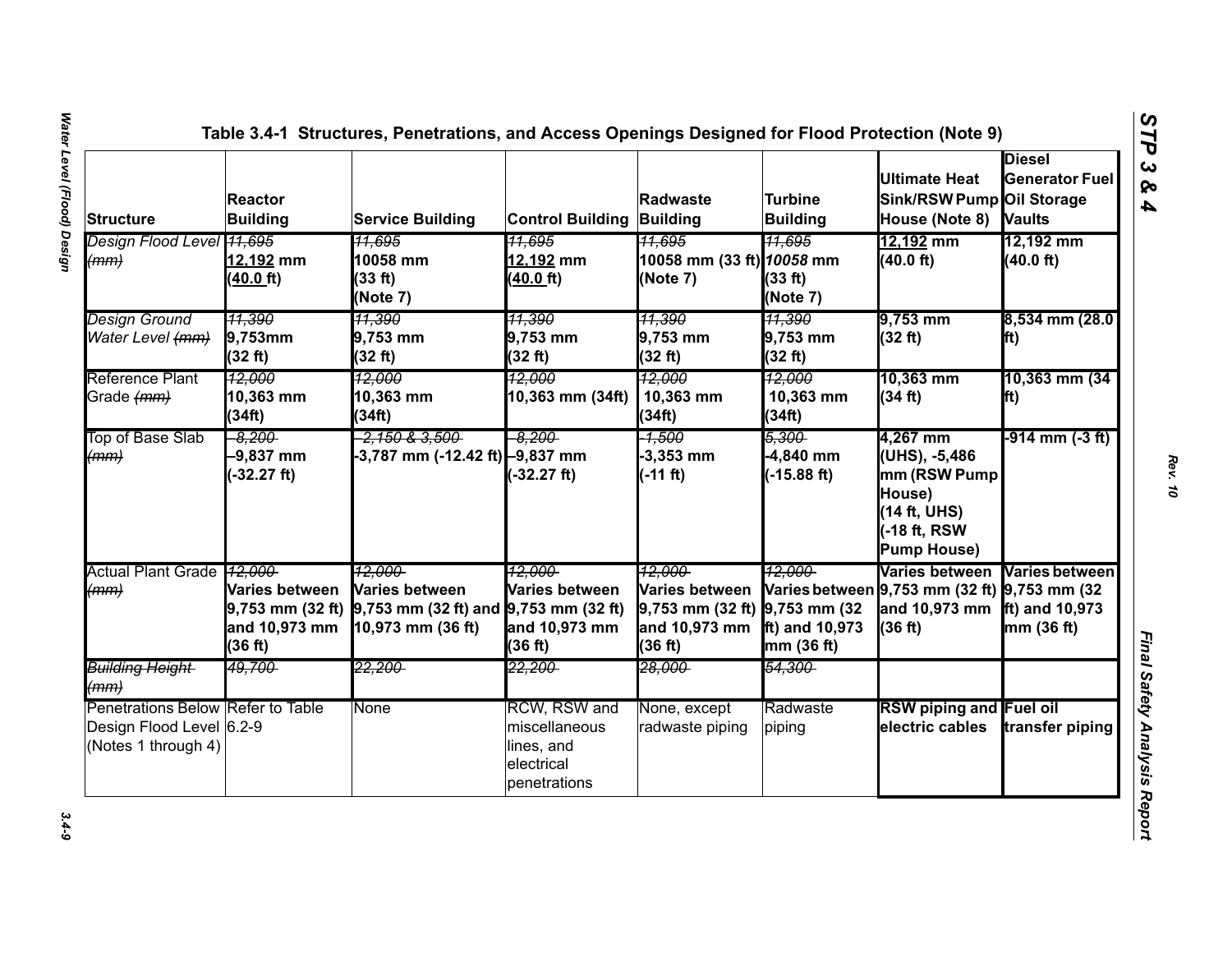Table 3.4-1 Structures, Penetrations, and Access Openings Designed for Flood Protection (Note 9)

| Structure | Reactor Building | Service Building | Control Building | Radwaste Building | Turbine Building | Ultimate Heat Sink/RSW Pump House (Note 8) | Diesel Generator Fuel Oil Storage Vaults |
|---|---|---|---|---|---|---|---|
| *Design Flood Level* ~~*(mm)*~~ | ~~*11,695*~~ **12,192 mm (40.0 ft)** | ~~*11,695*~~ **10058 mm (33 ft) (Note 7)** | ~~*11,695*~~ **12,192 mm (40.0 ft)** | ~~*11,695*~~ **10058 mm (33 ft) (Note 7)** | ~~*11,695*~~ ***10058* mm (33 ft) (Note 7)** | **12,192 mm (40.0 ft)** | **12,192 mm (40.0 ft)** |
| *Design Ground Water Level* ~~*(mm)*~~ | ~~*11,390*~~ **9,753mm (32 ft)** | ~~*11,390*~~ **9,753 mm (32 ft)** | ~~*11,390*~~ **9,753 mm (32 ft)** | ~~*11,390*~~ **9,753 mm (32 ft)** | ~~*11,390*~~ **9,753 mm (32 ft)** | **9,753 mm (32 ft)** | **8,534 mm (28.0 ft)** |
| Reference Plant Grade ~~*(mm)*~~ | ~~*12,000*~~ **10,363 mm (34ft)** | ~~*12,000*~~ **10,363 mm (34ft)** | ~~*12,000*~~ **10,363 mm (34ft)** | ~~*12,000*~~ **10,363 mm (34ft)** | ~~*12,000*~~ **10,363 mm (34ft)** | **10,363 mm (34 ft)** | **10,363 mm (34 ft)** |
| Top of Base Slab ~~*(mm)*~~ | ~~*-8,200*~~ **-9,837 mm (-32.27 ft)** | ~~*-2,150 & 3,500*~~ **-3,787 mm (-12.42 ft)** | ~~*-8,200*~~ **-9,837 mm (-32.27 ft)** | ~~*-1,500*~~ **-3,353 mm (-11 ft)** | ~~*5,300*~~ **-4,840 mm (-15.88 ft)** | **4,267 mm (UHS), -5,486 mm (RSW Pump House) (14 ft, UHS) (-18 ft, RSW Pump House)** | **-914 mm (-3 ft)** |
| Actual Plant Grade ~~*(mm)*~~ | ~~*12,000*~~ **Varies between 9,753 mm (32 ft) and 10,973 mm (36 ft)** | ~~*12,000*~~ **Varies between 9,753 mm (32 ft) and 10,973 mm (36 ft)** | ~~*12,000*~~ **Varies between 9,753 mm (32 ft) and 10,973 mm (36 ft)** | ~~*12,000*~~ **Varies between 9,753 mm (32 ft) and 10,973 mm (36 ft)** | ~~*12,000*~~ **Varies between 9,753 mm (32 ft) and 10,973 mm (36 ft)** | **Varies between 9,753 mm (32 ft) and 10,973 mm (36 ft)** | **Varies between 9,753 mm (32 ft) and 10,973 mm (36 ft)** |
| ~~*Building Height (mm)*~~ | ~~*49,700*~~ | ~~*22,200*~~ | ~~*22,200*~~ | ~~*28,000*~~ | ~~*54,300*~~ | | |
| Penetrations Below Design Flood Level (Notes 1 through 4) | Refer to Table 6.2-9 | None | RCW, RSW and miscellaneous lines, and electrical penetrations | None, except radwaste piping | Radwaste piping | **RSW piping and electric cables** | **Fuel oil transfer piping** |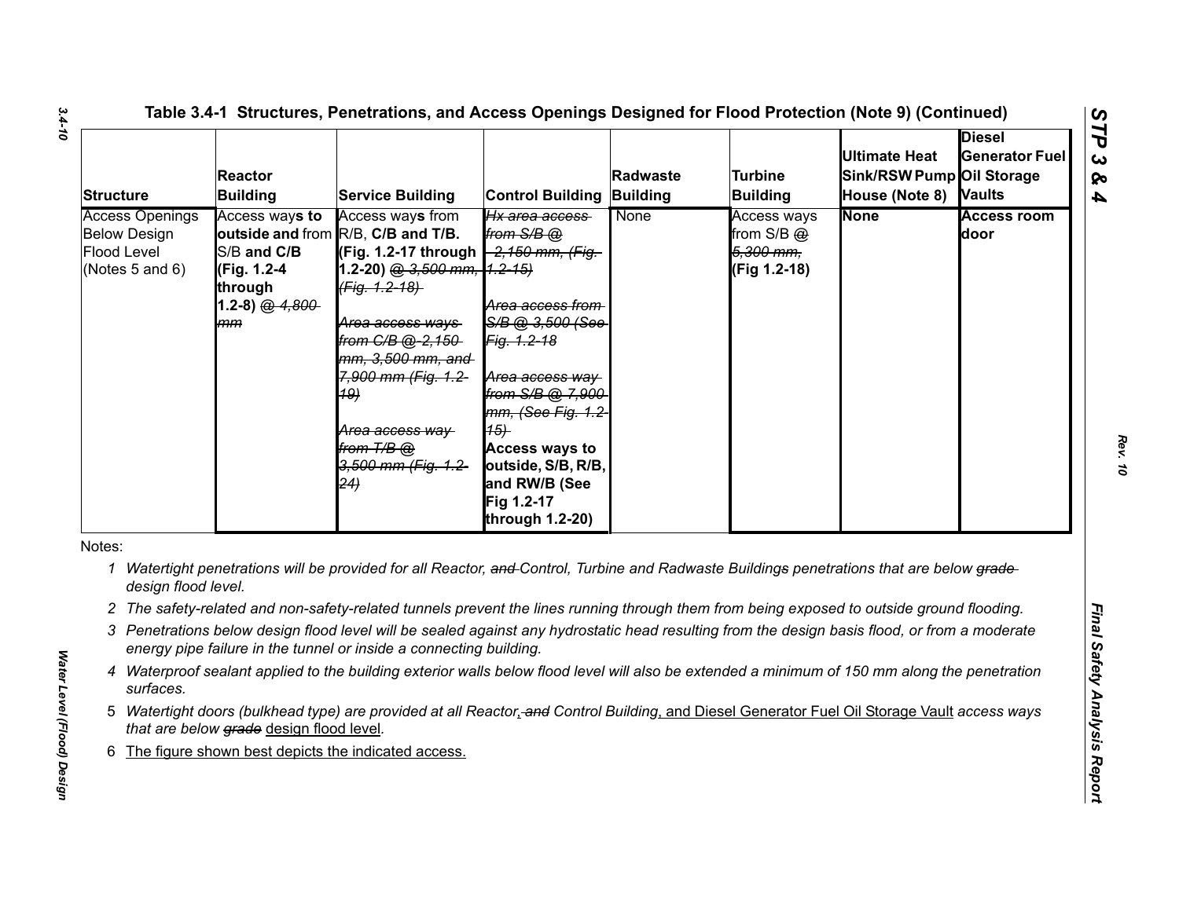# Table 3.4-1 Structures, Penetrations, and Access Openings Designed for Flood Protection (Note 9) (Continued)

| Structure | Reactor Building | Service Building | Control Building | Radwaste Building | Turbine Building | Ultimate Heat Sink/RSW Pump House (Note 8) | Diesel Generator Fuel Oil Storage Vaults |
|---|---|---|---|---|---|---|---|
| Access Openings Below Design Flood Level (Notes 5 and 6) | Access ways **to outside and** from S/B **and C/B (Fig. 1.2-4 through 1.2-8)** @ ~~4,800 mm~~ | Access ways from R/B, **C/B and T/B. (Fig. 1.2-17 through 1.2-20)** @ ~~3,500 mm, (Fig. 1.2-18)~~ ~~Area access ways from C/B @ 2,150 mm, 3,500 mm, and 7,900 mm (Fig. 1.2-19)~~ ~~Area access way from T/B @ 3,500 mm (Fig. 1.2-24)~~ | ~~Hx area access from S/B @ 2,150 mm, (Fig. 1.2-15)~~ ~~Area access from S/B @ 3,500 (See Fig. 1.2-18~~ ~~Area access way from S/B @ 7,900 mm, (See Fig. 1.2-15)~~ **Access ways to outside, S/B, R/B, and RW/B (See Fig 1.2-17 through 1.2-20)** | None | Access ways from S/B ~~@ 5,300 mm,~~ **(Fig 1.2-18)** | **None** | **Access room door** |

Notes:

1 *Watertight penetrations will be provided for all Reactor, ~~and~~ Control, Turbine and Radwaste Buildings penetrations that are below ~~grade~~ design flood level.*

2 *The safety-related and non-safety-related tunnels prevent the lines running through them from being exposed to outside ground flooding.*

3 *Penetrations below design flood level will be sealed against any hydrostatic head resulting from the design basis flood, or from a moderate energy pipe failure in the tunnel or inside a connecting building.*

4 *Waterproof sealant applied to the building exterior walls below flood level will also be extended a minimum of 150 mm along the penetration surfaces.*

5 *Watertight doors (bulkhead type) are provided at all Reactor, ~~and~~ Control Building, and Diesel Generator Fuel Oil Storage Vault access ways that are below ~~grade~~ design flood level.*

6 The figure shown best depicts the indicated access.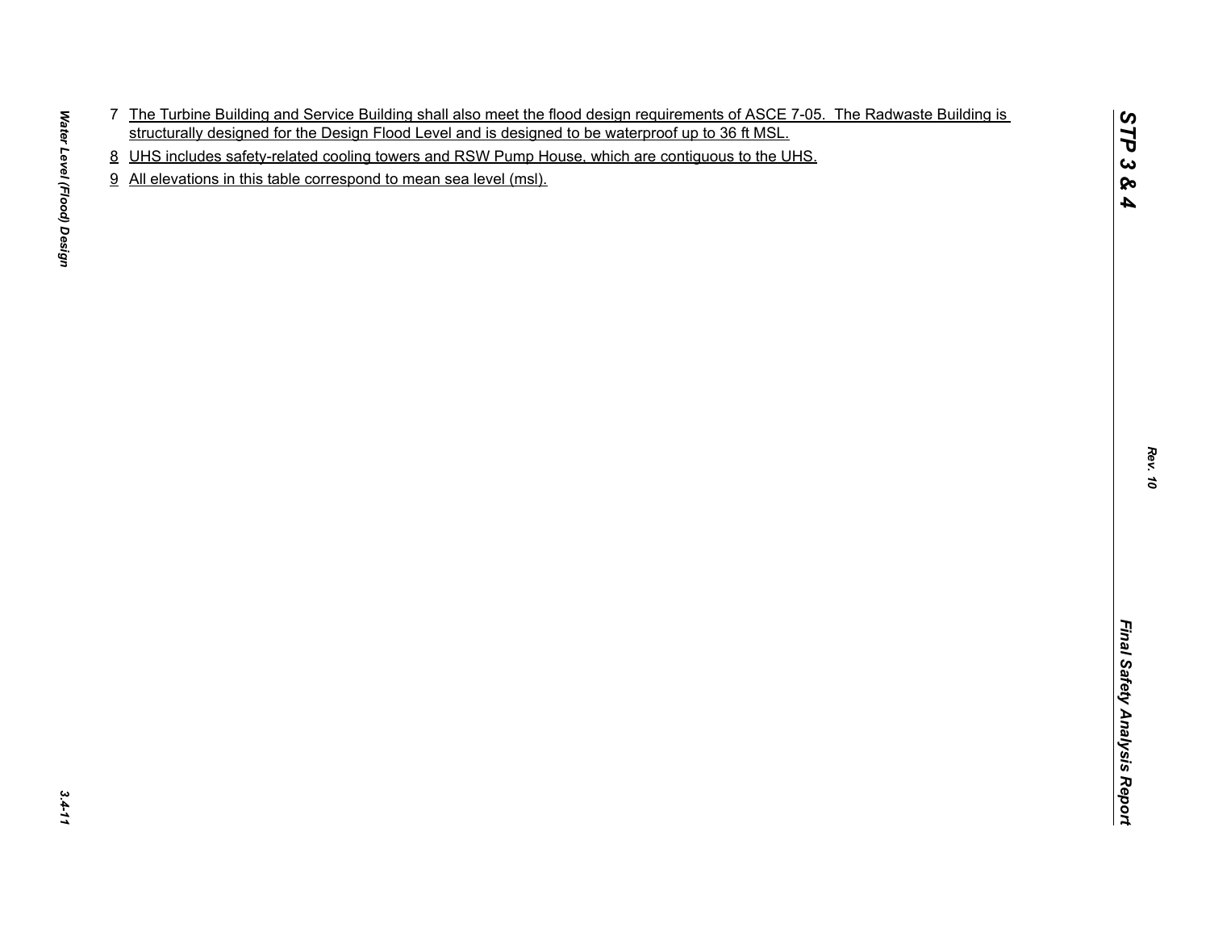7 The Turbine Building and Service Building shall also meet the flood design requirements of ASCE 7-05. The Radwaste Building is structurally designed for the Design Flood Level and is designed to be waterproof up to 36 ft MSL.

8 UHS includes safety-related cooling towers and RSW Pump House, which are contiguous to the UHS.

9 All elevations in this table correspond to mean sea level (msl).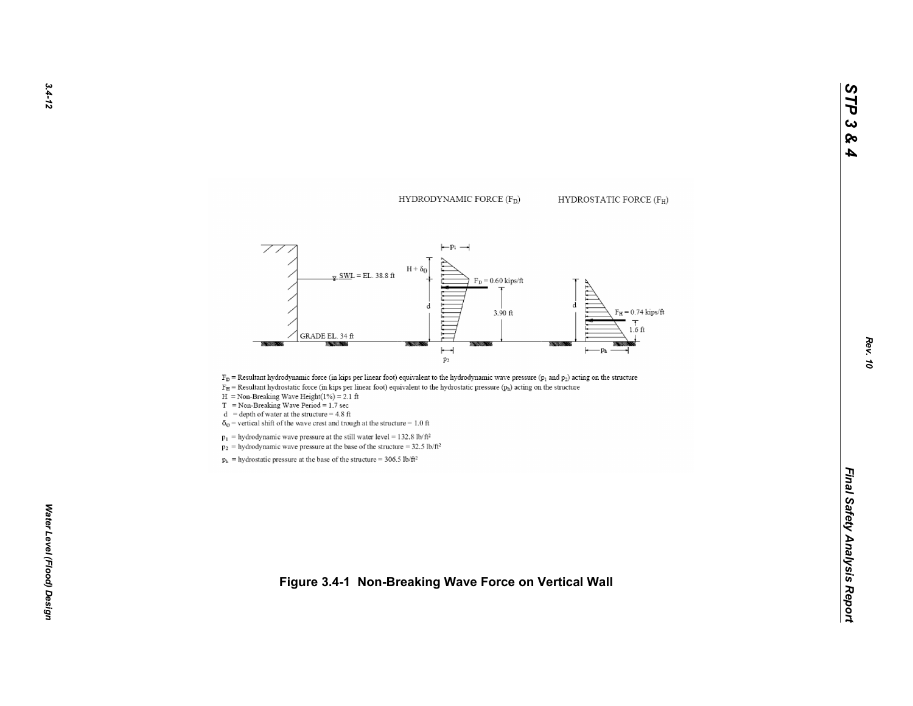HYDRODYNAMIC FORCE ($F_D$)

HYDROSTATIC FORCE ($F_H$)

SWL = EL. 38.8 ft

GRADE EL. 34 ft

$p_1$

$H + \delta_0$

$F_D = 0.60$ kips/ft

d

3.90 ft

$p_2$

d

$F_H = 0.74$ kips/ft

1.6 ft

$p_h$

$F_D$ = Resultant hydrodynamic force (in kips per linear foot) equivalent to the hydrodynamic wave pressure ($p_1$ and $p_2$) acting on the structure

$F_H$ = Resultant hydrostatic force (in kips per linear foot) equivalent to the hydrostatic pressure ($p_h$) acting on the structure

H = Non-Breaking Wave Height(1%) = 2.1 ft

T = Non-Breaking Wave Period = 1.7 sec

d = depth of water at the structure = 4.8 ft

$\delta_0$ = vertical shift of the wave crest and trough at the structure = 1.0 ft

$p_1$ = hydrodynamic wave pressure at the still water level = 132.8 lb/ft²

$p_2$ = hydrodynamic wave pressure at the base of the structure = 32.5 lb/ft²

$p_h$ = hydrostatic pressure at the base of the structure = 306.5 lb/ft²

**Figure 3.4-1 Non-Breaking Wave Force on Vertical Wall**